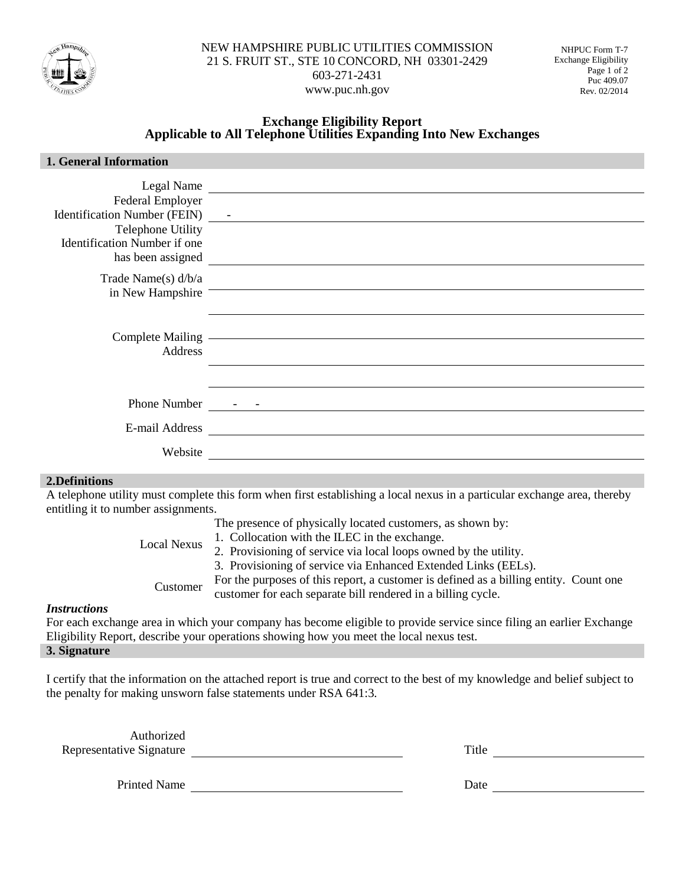NEW HAMPSHIRE PUBLIC UTILITIES COMMISSION
21 S. FRUIT ST., STE 10 CONCORD, NH 03301-2429
603-271-2431
www.puc.nh.gov

NHPUC Form T-7
Exchange Eligibility
Puc 409.07
Rev. 02/2014

# Exchange Eligibility Report
## Applicable to All Telephone Utilities Expanding Into New Exchanges

### 1. General Information

Legal Name ______________________________

Federal Employer Identification Number (FEIN) ___ - ______________________________

Telephone Utility Identification Number if one has been assigned ______________________________

Trade Name(s) d/b/a in New Hampshire ______________________________

______________________________

Complete Mailing Address ______________________________

______________________________

______________________________

Phone Number ___ - ___ - ______________________________

E-mail Address ______________________________

Website ______________________________

### 2.Definitions

A telephone utility must complete this form when first establishing a local nexus in a particular exchange area, thereby entitling it to number assignments.

| | |
|---|---|
| Local Nexus | The presence of physically located customers, as shown by: 1. Collocation with the ILEC in the exchange. 2. Provisioning of service via local loops owned by the utility. 3. Provisioning of service via Enhanced Extended Links (EELs). |
| Customer | For the purposes of this report, a customer is defined as a billing entity. Count one customer for each separate bill rendered in a billing cycle. |

***Instructions***

For each exchange area in which your company has become eligible to provide service since filing an earlier Exchange Eligibility Report, describe your operations showing how you meet the local nexus test.

### 3. Signature

I certify that the information on the attached report is true and correct to the best of my knowledge and belief subject to the penalty for making unsworn false statements under RSA 641:3.

Authorized Representative Signature ______________________________ Title ______________________________

Printed Name ______________________________ Date ______________________________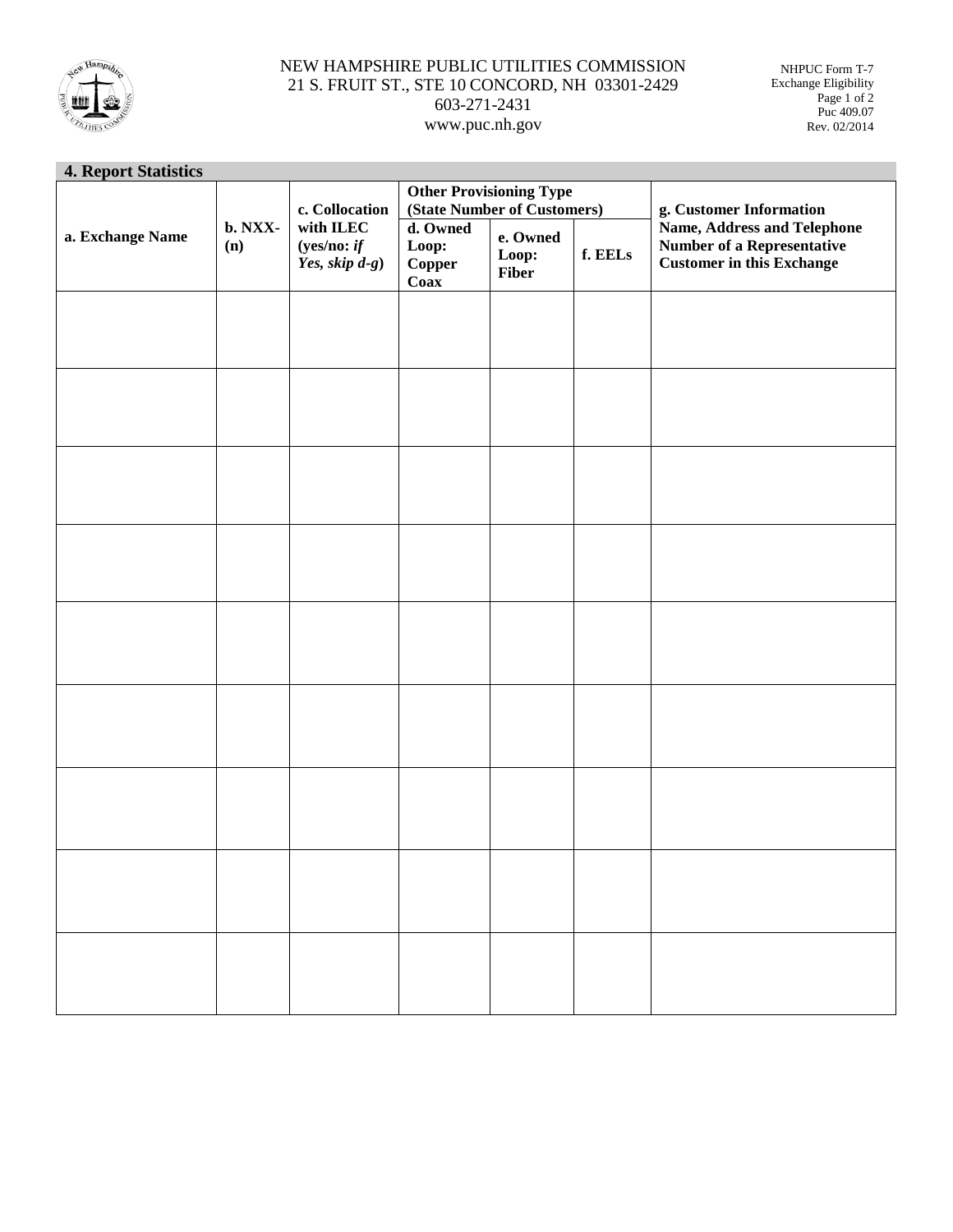NEW HAMPSHIRE PUBLIC UTILITIES COMMISSION
21 S. FRUIT ST., STE 10 CONCORD, NH 03301-2429
603-271-2431
www.puc.nh.gov

NHPUC Form T-7
Exchange Eligibility
Page 1 of 2
Puc 409.07
Rev. 02/2014

## 4. Report Statistics

| a. Exchange Name | b. NXX-(n) | c. Collocation with ILEC (yes/no: *if Yes, skip d-g*) | Other Provisioning Type (State Number of Customers) | | | g. Customer Information Name, Address and Telephone Number of a Representative Customer in this Exchange |
|---|---|---|---|---|---|---|
| | | | d. Owned Loop: Copper Coax | e. Owned Loop: Fiber | f. EELs | |
| | | | | | | |
| | | | | | | |
| | | | | | | |
| | | | | | | |
| | | | | | | |
| | | | | | | |
| | | | | | | |
| | | | | | | |
| | | | | | | |